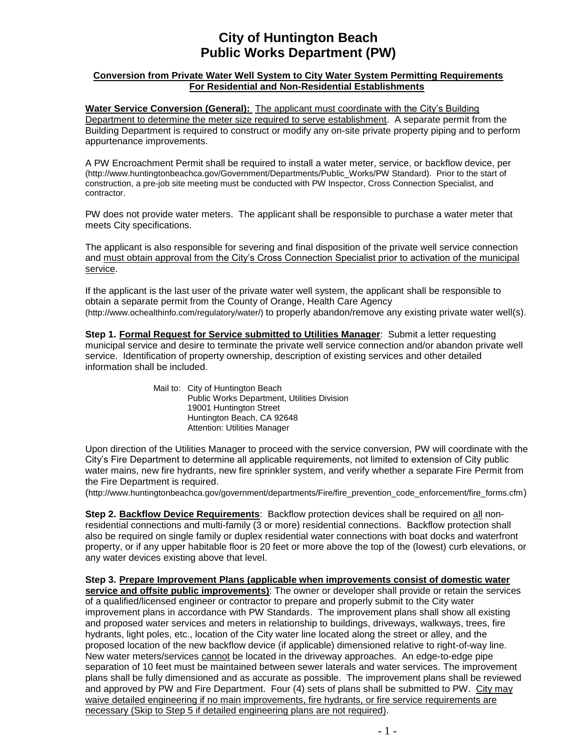# City of Huntington Beach
# Public Works Department (PW)

**Conversion from Private Water Well System to City Water System Permitting Requirements For Residential and Non-Residential Establishments**

**Water Service Conversion (General):** The applicant must coordinate with the City's Building Department to determine the meter size required to serve establishment. A separate permit from the Building Department is required to construct or modify any on-site private property piping and to perform appurtenance improvements.

A PW Encroachment Permit shall be required to install a water meter, service, or backflow device, per (http://www.huntingtonbeachca.gov/Government/Departments/Public_Works/PW Standard). Prior to the start of construction, a pre-job site meeting must be conducted with PW Inspector, Cross Connection Specialist, and contractor.

PW does not provide water meters. The applicant shall be responsible to purchase a water meter that meets City specifications.

The applicant is also responsible for severing and final disposition of the private well service connection and must obtain approval from the City's Cross Connection Specialist prior to activation of the municipal service.

If the applicant is the last user of the private water well system, the applicant shall be responsible to obtain a separate permit from the County of Orange, Health Care Agency (http://www.ochealthinfo.com/regulatory/water/) to properly abandon/remove any existing private water well(s).

**Step 1. Formal Request for Service submitted to Utilities Manager**: Submit a letter requesting municipal service and desire to terminate the private well service connection and/or abandon private well service. Identification of property ownership, description of existing services and other detailed information shall be included.

Mail to: City of Huntington Beach
Public Works Department, Utilities Division
19001 Huntington Street
Huntington Beach, CA 92648
Attention: Utilities Manager

Upon direction of the Utilities Manager to proceed with the service conversion, PW will coordinate with the City's Fire Department to determine all applicable requirements, not limited to extension of City public water mains, new fire hydrants, new fire sprinkler system, and verify whether a separate Fire Permit from the Fire Department is required.
(http://www.huntingtonbeachca.gov/government/departments/Fire/fire_prevention_code_enforcement/fire_forms.cfm)

**Step 2. Backflow Device Requirements**: Backflow protection devices shall be required on all non-residential connections and multi-family (3 or more) residential connections. Backflow protection shall also be required on single family or duplex residential water connections with boat docks and waterfront property, or if any upper habitable floor is 20 feet or more above the top of the (lowest) curb elevations, or any water devices existing above that level.

**Step 3. Prepare Improvement Plans (applicable when improvements consist of domestic water service and offsite public improvements)**: The owner or developer shall provide or retain the services of a qualified/licensed engineer or contractor to prepare and properly submit to the City water improvement plans in accordance with PW Standards. The improvement plans shall show all existing and proposed water services and meters in relationship to buildings, driveways, walkways, trees, fire hydrants, light poles, etc., location of the City water line located along the street or alley, and the proposed location of the new backflow device (if applicable) dimensioned relative to right-of-way line. New water meters/services cannot be located in the driveway approaches. An edge-to-edge pipe separation of 10 feet must be maintained between sewer laterals and water services. The improvement plans shall be fully dimensioned and as accurate as possible. The improvement plans shall be reviewed and approved by PW and Fire Department. Four (4) sets of plans shall be submitted to PW. City may waive detailed engineering if no main improvements, fire hydrants, or fire service requirements are necessary (Skip to Step 5 if detailed engineering plans are not required).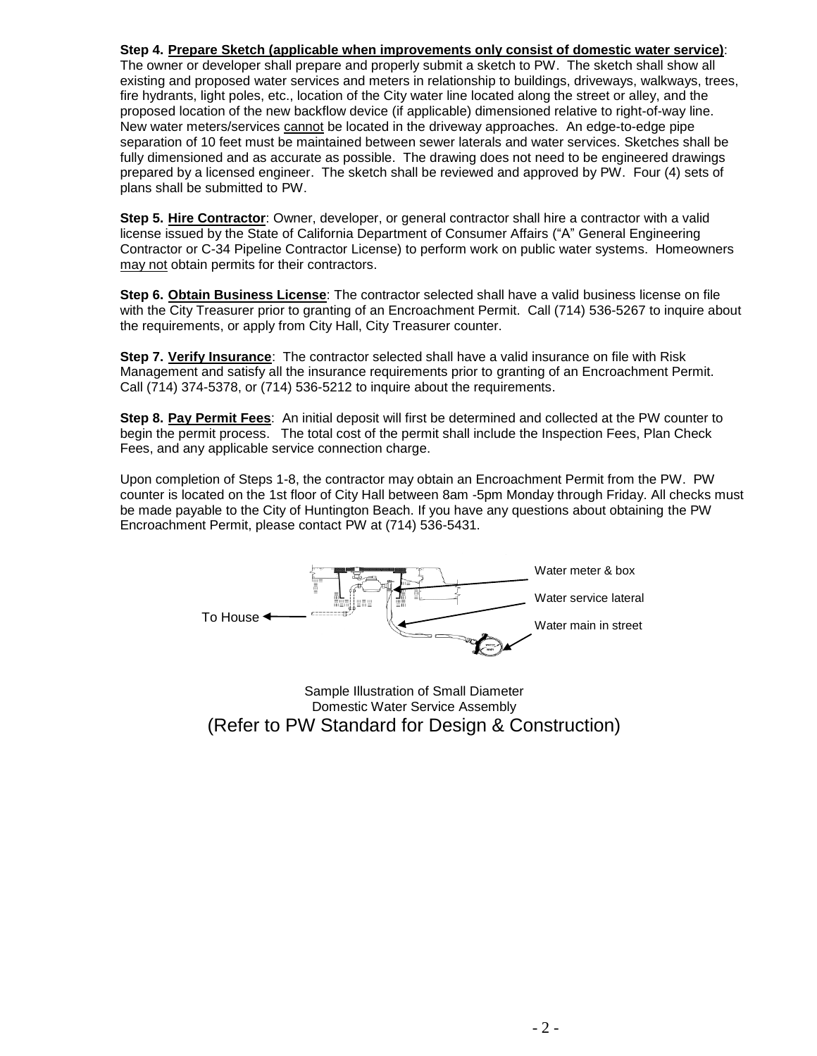**Step 4. <u>Prepare Sketch (applicable when improvements only consist of domestic water service)</u>**: The owner or developer shall prepare and properly submit a sketch to PW. The sketch shall show all existing and proposed water services and meters in relationship to buildings, driveways, walkways, trees, fire hydrants, light poles, etc., location of the City water line located along the street or alley, and the proposed location of the new backflow device (if applicable) dimensioned relative to right-of-way line. New water meters/services <u>cannot</u> be located in the driveway approaches. An edge-to-edge pipe separation of 10 feet must be maintained between sewer laterals and water services. Sketches shall be fully dimensioned and as accurate as possible. The drawing does not need to be engineered drawings prepared by a licensed engineer. The sketch shall be reviewed and approved by PW. Four (4) sets of plans shall be submitted to PW.

**Step 5. <u>Hire Contractor</u>**: Owner, developer, or general contractor shall hire a contractor with a valid license issued by the State of California Department of Consumer Affairs ("A" General Engineering Contractor or C-34 Pipeline Contractor License) to perform work on public water systems. Homeowners <u>may not</u> obtain permits for their contractors.

**Step 6. <u>Obtain Business License</u>**: The contractor selected shall have a valid business license on file with the City Treasurer prior to granting of an Encroachment Permit. Call (714) 536-5267 to inquire about the requirements, or apply from City Hall, City Treasurer counter.

**Step 7. <u>Verify Insurance</u>**: The contractor selected shall have a valid insurance on file with Risk Management and satisfy all the insurance requirements prior to granting of an Encroachment Permit. Call (714) 374-5378, or (714) 536-5212 to inquire about the requirements.

**Step 8. <u>Pay Permit Fees</u>**: An initial deposit will first be determined and collected at the PW counter to begin the permit process. The total cost of the permit shall include the Inspection Fees, Plan Check Fees, and any applicable service connection charge.

Upon completion of Steps 1-8, the contractor may obtain an Encroachment Permit from the PW. PW counter is located on the 1st floor of City Hall between 8am -5pm Monday through Friday. All checks must be made payable to the City of Huntington Beach. If you have any questions about obtaining the PW Encroachment Permit, please contact PW at (714) 536-5431.

To House

Water meter & box

Water service lateral

Water main in street

Sample Illustration of Small Diameter
Domestic Water Service Assembly

(Refer to PW Standard for Design & Construction)